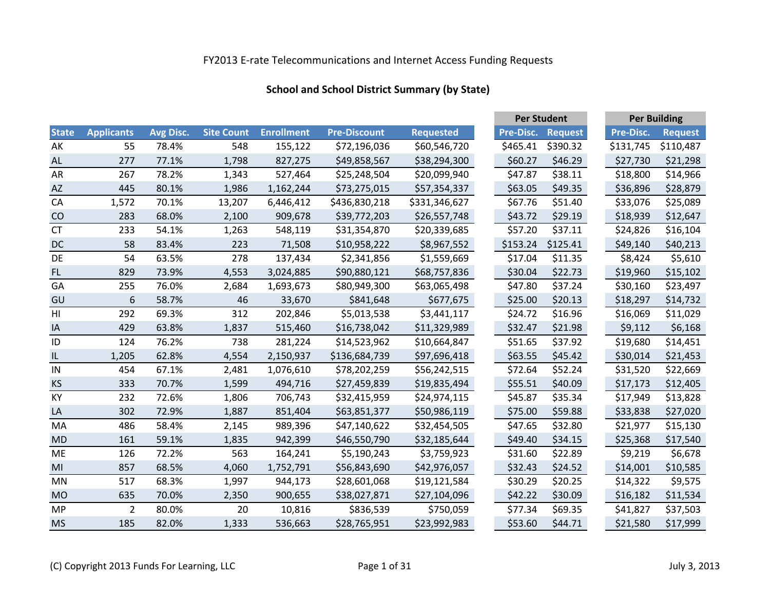FY2013 E-rate Telecommunications and Internet Access Funding Requests

**School and School District Summary (by State)**

| State | Applicants | Avg Disc. | Site Count | Enrollment | Pre-Discount | Requested | Per Student | | Per Building | |
|---|---|---|---|---|---|---|---|---|---|---|
| | | | | | | | Pre-Disc. | Request | Pre-Disc. | Request |
| AK | 55 | 78.4% | 548 | 155,122 | $72,196,036 | $60,546,720 | $465.41 | $390.32 | $131,745 | $110,487 |
| AL | 277 | 77.1% | 1,798 | 827,275 | $49,858,567 | $38,294,300 | $60.27 | $46.29 | $27,730 | $21,298 |
| AR | 267 | 78.2% | 1,343 | 527,464 | $25,248,504 | $20,099,940 | $47.87 | $38.11 | $18,800 | $14,966 |
| AZ | 445 | 80.1% | 1,986 | 1,162,244 | $73,275,015 | $57,354,337 | $63.05 | $49.35 | $36,896 | $28,879 |
| CA | 1,572 | 70.1% | 13,207 | 6,446,412 | $436,830,218 | $331,346,627 | $67.76 | $51.40 | $33,076 | $25,089 |
| CO | 283 | 68.0% | 2,100 | 909,678 | $39,772,203 | $26,557,748 | $43.72 | $29.19 | $18,939 | $12,647 |
| CT | 233 | 54.1% | 1,263 | 548,119 | $31,354,870 | $20,339,685 | $57.20 | $37.11 | $24,826 | $16,104 |
| DC | 58 | 83.4% | 223 | 71,508 | $10,958,222 | $8,967,552 | $153.24 | $125.41 | $49,140 | $40,213 |
| DE | 54 | 63.5% | 278 | 137,434 | $2,341,856 | $1,559,669 | $17.04 | $11.35 | $8,424 | $5,610 |
| FL | 829 | 73.9% | 4,553 | 3,024,885 | $90,880,121 | $68,757,836 | $30.04 | $22.73 | $19,960 | $15,102 |
| GA | 255 | 76.0% | 2,684 | 1,693,673 | $80,949,300 | $63,065,498 | $47.80 | $37.24 | $30,160 | $23,497 |
| GU | 6 | 58.7% | 46 | 33,670 | $841,648 | $677,675 | $25.00 | $20.13 | $18,297 | $14,732 |
| HI | 292 | 69.3% | 312 | 202,846 | $5,013,538 | $3,441,117 | $24.72 | $16.96 | $16,069 | $11,029 |
| IA | 429 | 63.8% | 1,837 | 515,460 | $16,738,042 | $11,329,989 | $32.47 | $21.98 | $9,112 | $6,168 |
| ID | 124 | 76.2% | 738 | 281,224 | $14,523,962 | $10,664,847 | $51.65 | $37.92 | $19,680 | $14,451 |
| IL | 1,205 | 62.8% | 4,554 | 2,150,937 | $136,684,739 | $97,696,418 | $63.55 | $45.42 | $30,014 | $21,453 |
| IN | 454 | 67.1% | 2,481 | 1,076,610 | $78,202,259 | $56,242,515 | $72.64 | $52.24 | $31,520 | $22,669 |
| KS | 333 | 70.7% | 1,599 | 494,716 | $27,459,839 | $19,835,494 | $55.51 | $40.09 | $17,173 | $12,405 |
| KY | 232 | 72.6% | 1,806 | 706,743 | $32,415,959 | $24,974,115 | $45.87 | $35.34 | $17,949 | $13,828 |
| LA | 302 | 72.9% | 1,887 | 851,404 | $63,851,377 | $50,986,119 | $75.00 | $59.88 | $33,838 | $27,020 |
| MA | 486 | 58.4% | 2,145 | 989,396 | $47,140,622 | $32,454,505 | $47.65 | $32.80 | $21,977 | $15,130 |
| MD | 161 | 59.1% | 1,835 | 942,399 | $46,550,790 | $32,185,644 | $49.40 | $34.15 | $25,368 | $17,540 |
| ME | 126 | 72.2% | 563 | 164,241 | $5,190,243 | $3,759,923 | $31.60 | $22.89 | $9,219 | $6,678 |
| MI | 857 | 68.5% | 4,060 | 1,752,791 | $56,843,690 | $42,976,057 | $32.43 | $24.52 | $14,001 | $10,585 |
| MN | 517 | 68.3% | 1,997 | 944,173 | $28,601,068 | $19,121,584 | $30.29 | $20.25 | $14,322 | $9,575 |
| MO | 635 | 70.0% | 2,350 | 900,655 | $38,027,871 | $27,104,096 | $42.22 | $30.09 | $16,182 | $11,534 |
| MP | 2 | 80.0% | 20 | 10,816 | $836,539 | $750,059 | $77.34 | $69.35 | $41,827 | $37,503 |
| MS | 185 | 82.0% | 1,333 | 536,663 | $28,765,951 | $23,992,983 | $53.60 | $44.71 | $21,580 | $17,999 |

(C) Copyright 2013 Funds For Learning, LLC

July 3, 2013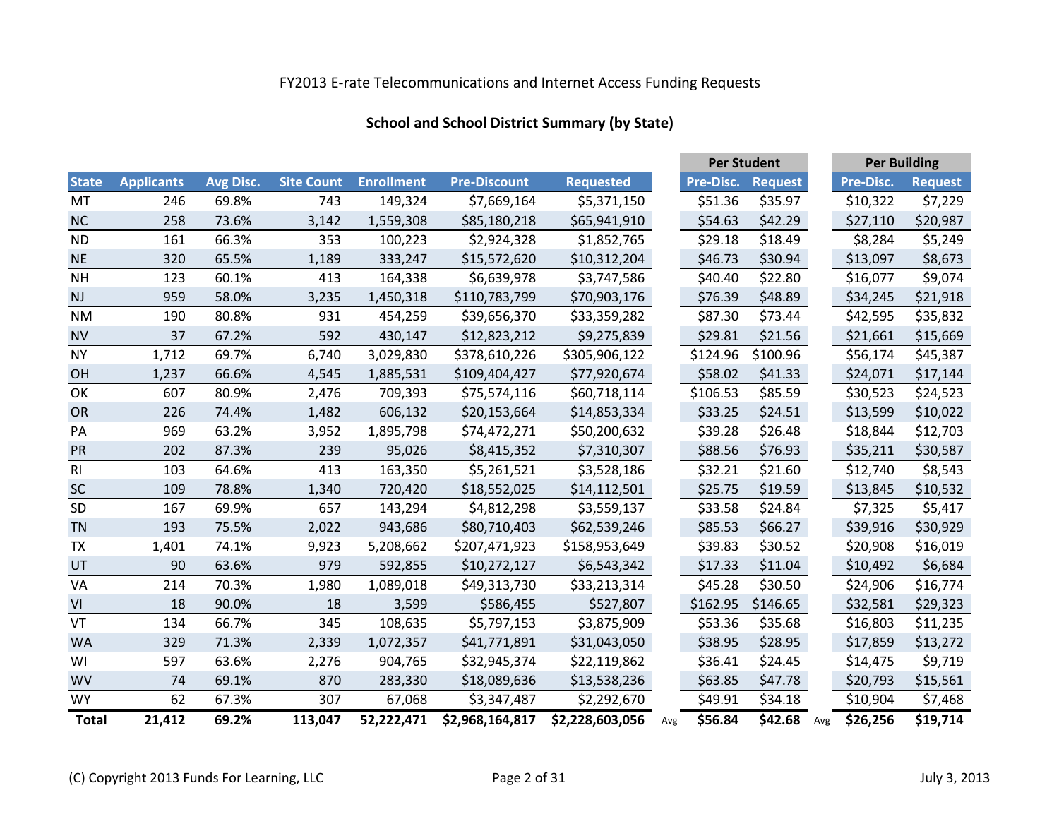FY2013 E-rate Telecommunications and Internet Access Funding Requests

## School and School District Summary (by State)

| State | Applicants | Avg Disc. | Site Count | Enrollment | Pre-Discount | Requested | | Per Student | | | Per Building | |
|---|---|---|---|---|---|---|---|---|---|---|---|---|
| | | | | | | | | Pre-Disc. | Request | | Pre-Disc. | Request |
| MT | 246 | 69.8% | 743 | 149,324 | $7,669,164 | $5,371,150 | | $51.36 | $35.97 | | $10,322 | $7,229 |
| NC | 258 | 73.6% | 3,142 | 1,559,308 | $85,180,218 | $65,941,910 | | $54.63 | $42.29 | | $27,110 | $20,987 |
| ND | 161 | 66.3% | 353 | 100,223 | $2,924,328 | $1,852,765 | | $29.18 | $18.49 | | $8,284 | $5,249 |
| NE | 320 | 65.5% | 1,189 | 333,247 | $15,572,620 | $10,312,204 | | $46.73 | $30.94 | | $13,097 | $8,673 |
| NH | 123 | 60.1% | 413 | 164,338 | $6,639,978 | $3,747,586 | | $40.40 | $22.80 | | $16,077 | $9,074 |
| NJ | 959 | 58.0% | 3,235 | 1,450,318 | $110,783,799 | $70,903,176 | | $76.39 | $48.89 | | $34,245 | $21,918 |
| NM | 190 | 80.8% | 931 | 454,259 | $39,656,370 | $33,359,282 | | $87.30 | $73.44 | | $42,595 | $35,832 |
| NV | 37 | 67.2% | 592 | 430,147 | $12,823,212 | $9,275,839 | | $29.81 | $21.56 | | $21,661 | $15,669 |
| NY | 1,712 | 69.7% | 6,740 | 3,029,830 | $378,610,226 | $305,906,122 | | $124.96 | $100.96 | | $56,174 | $45,387 |
| OH | 1,237 | 66.6% | 4,545 | 1,885,531 | $109,404,427 | $77,920,674 | | $58.02 | $41.33 | | $24,071 | $17,144 |
| OK | 607 | 80.9% | 2,476 | 709,393 | $75,574,116 | $60,718,114 | | $106.53 | $85.59 | | $30,523 | $24,523 |
| OR | 226 | 74.4% | 1,482 | 606,132 | $20,153,664 | $14,853,334 | | $33.25 | $24.51 | | $13,599 | $10,022 |
| PA | 969 | 63.2% | 3,952 | 1,895,798 | $74,472,271 | $50,200,632 | | $39.28 | $26.48 | | $18,844 | $12,703 |
| PR | 202 | 87.3% | 239 | 95,026 | $8,415,352 | $7,310,307 | | $88.56 | $76.93 | | $35,211 | $30,587 |
| RI | 103 | 64.6% | 413 | 163,350 | $5,261,521 | $3,528,186 | | $32.21 | $21.60 | | $12,740 | $8,543 |
| SC | 109 | 78.8% | 1,340 | 720,420 | $18,552,025 | $14,112,501 | | $25.75 | $19.59 | | $13,845 | $10,532 |
| SD | 167 | 69.9% | 657 | 143,294 | $4,812,298 | $3,559,137 | | $33.58 | $24.84 | | $7,325 | $5,417 |
| TN | 193 | 75.5% | 2,022 | 943,686 | $80,710,403 | $62,539,246 | | $85.53 | $66.27 | | $39,916 | $30,929 |
| TX | 1,401 | 74.1% | 9,923 | 5,208,662 | $207,471,923 | $158,953,649 | | $39.83 | $30.52 | | $20,908 | $16,019 |
| UT | 90 | 63.6% | 979 | 592,855 | $10,272,127 | $6,543,342 | | $17.33 | $11.04 | | $10,492 | $6,684 |
| VA | 214 | 70.3% | 1,980 | 1,089,018 | $49,313,730 | $33,213,314 | | $45.28 | $30.50 | | $24,906 | $16,774 |
| VI | 18 | 90.0% | 18 | 3,599 | $586,455 | $527,807 | | $162.95 | $146.65 | | $32,581 | $29,323 |
| VT | 134 | 66.7% | 345 | 108,635 | $5,797,153 | $3,875,909 | | $53.36 | $35.68 | | $16,803 | $11,235 |
| WA | 329 | 71.3% | 2,339 | 1,072,357 | $41,771,891 | $31,043,050 | | $38.95 | $28.95 | | $17,859 | $13,272 |
| WI | 597 | 63.6% | 2,276 | 904,765 | $32,945,374 | $22,119,862 | | $36.41 | $24.45 | | $14,475 | $9,719 |
| WV | 74 | 69.1% | 870 | 283,330 | $18,089,636 | $13,538,236 | | $63.85 | $47.78 | | $20,793 | $15,561 |
| WY | 62 | 67.3% | 307 | 67,068 | $3,347,487 | $2,292,670 | | $49.91 | $34.18 | | $10,904 | $7,468 |
| **Total** | **21,412** | **69.2%** | **113,047** | **52,222,471** | **$2,968,164,817** | **$2,228,603,056** | Avg | **$56.84** | **$42.68** | Avg | **$26,256** | **$19,714** |

(C) Copyright 2013 Funds For Learning, LLC

July 3, 2013